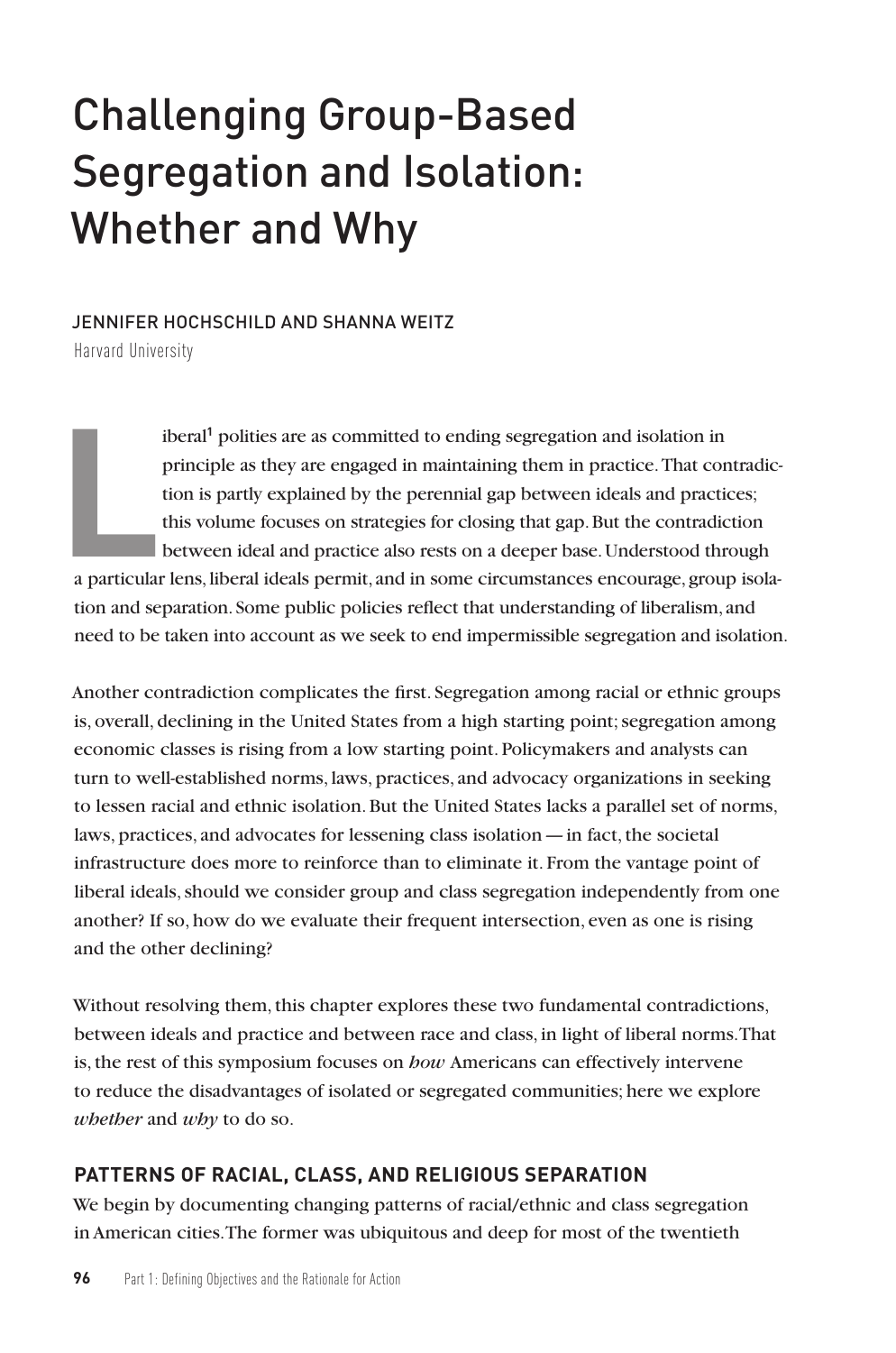# Challenging Group-Based Segregation and Isolation: Whether and Why

JENNIFER HOCHSCHILD AND SHANNA WEITZ
Harvard University

Liberal[1] polities are as committed to ending segregation and isolation in principle as they are engaged in maintaining them in practice. That contradiction is partly explained by the perennial gap between ideals and practices; this volume focuses on strategies for closing that gap. But the contradiction between ideal and practice also rests on a deeper base. Understood through a particular lens, liberal ideals permit, and in some circumstances encourage, group isolation and separation. Some public policies reflect that understanding of liberalism, and need to be taken into account as we seek to end impermissible segregation and isolation.

Another contradiction complicates the first. Segregation among racial or ethnic groups is, overall, declining in the United States from a high starting point; segregation among economic classes is rising from a low starting point. Policymakers and analysts can turn to well-established norms, laws, practices, and advocacy organizations in seeking to lessen racial and ethnic isolation. But the United States lacks a parallel set of norms, laws, practices, and advocates for lessening class isolation — in fact, the societal infrastructure does more to reinforce than to eliminate it. From the vantage point of liberal ideals, should we consider group and class segregation independently from one another? If so, how do we evaluate their frequent intersection, even as one is rising and the other declining?

Without resolving them, this chapter explores these two fundamental contradictions, between ideals and practice and between race and class, in light of liberal norms. That is, the rest of this symposium focuses on *how* Americans can effectively intervene to reduce the disadvantages of isolated or segregated communities; here we explore *whether* and *why* to do so.

## PATTERNS OF RACIAL, CLASS, AND RELIGIOUS SEPARATION

We begin by documenting changing patterns of racial/ethnic and class segregation in American cities. The former was ubiquitous and deep for most of the twentieth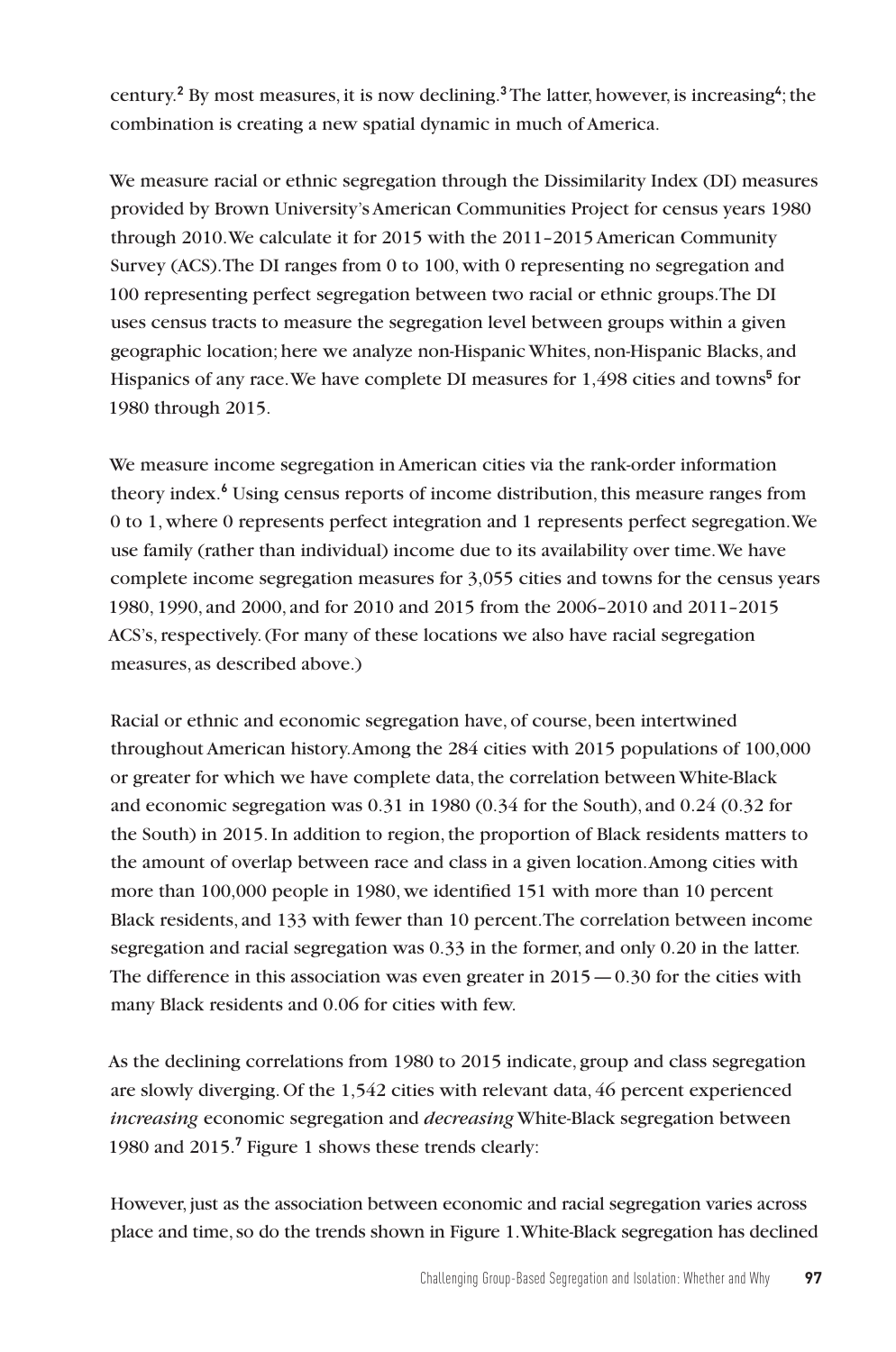century.[2] By most measures, it is now declining.[3] The latter, however, is increasing[4]; the combination is creating a new spatial dynamic in much of America.

We measure racial or ethnic segregation through the Dissimilarity Index (DI) measures provided by Brown University's American Communities Project for census years 1980 through 2010. We calculate it for 2015 with the 2011–2015 American Community Survey (ACS). The DI ranges from 0 to 100, with 0 representing no segregation and 100 representing perfect segregation between two racial or ethnic groups. The DI uses census tracts to measure the segregation level between groups within a given geographic location; here we analyze non-Hispanic Whites, non-Hispanic Blacks, and Hispanics of any race. We have complete DI measures for 1,498 cities and towns[5] for 1980 through 2015.

We measure income segregation in American cities via the rank-order information theory index.[6] Using census reports of income distribution, this measure ranges from 0 to 1, where 0 represents perfect integration and 1 represents perfect segregation. We use family (rather than individual) income due to its availability over time. We have complete income segregation measures for 3,055 cities and towns for the census years 1980, 1990, and 2000, and for 2010 and 2015 from the 2006–2010 and 2011–2015 ACS's, respectively. (For many of these locations we also have racial segregation measures, as described above.)

Racial or ethnic and economic segregation have, of course, been intertwined throughout American history. Among the 284 cities with 2015 populations of 100,000 or greater for which we have complete data, the correlation between White-Black and economic segregation was 0.31 in 1980 (0.34 for the South), and 0.24 (0.32 for the South) in 2015. In addition to region, the proportion of Black residents matters to the amount of overlap between race and class in a given location. Among cities with more than 100,000 people in 1980, we identified 151 with more than 10 percent Black residents, and 133 with fewer than 10 percent. The correlation between income segregation and racial segregation was 0.33 in the former, and only 0.20 in the latter. The difference in this association was even greater in 2015 — 0.30 for the cities with many Black residents and 0.06 for cities with few.

As the declining correlations from 1980 to 2015 indicate, group and class segregation are slowly diverging. Of the 1,542 cities with relevant data, 46 percent experienced *increasing* economic segregation and *decreasing* White-Black segregation between 1980 and 2015.[7] Figure 1 shows these trends clearly:

However, just as the association between economic and racial segregation varies across place and time, so do the trends shown in Figure 1. White-Black segregation has declined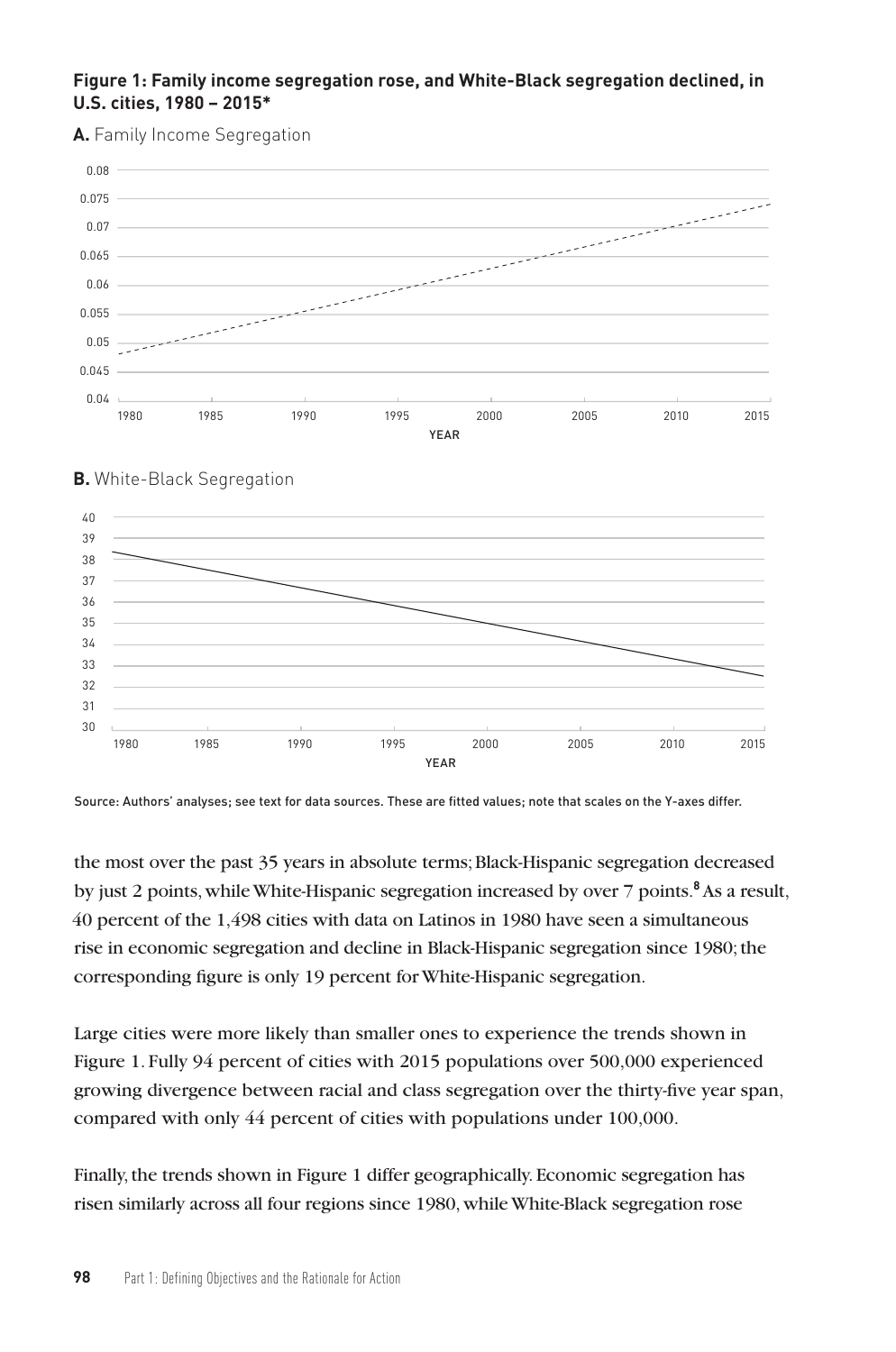**Figure 1: Family income segregation rose, and White-Black segregation declined, in U.S. cities, 1980 – 2015***

**A.** Family Income Segregation

**B.** White-Black Segregation

Source: Authors' analyses; see text for data sources. These are fitted values; note that scales on the Y-axes differ.

the most over the past 35 years in absolute terms; Black-Hispanic segregation decreased by just 2 points, while White-Hispanic segregation increased by over 7 points.[8] As a result, 40 percent of the 1,498 cities with data on Latinos in 1980 have seen a simultaneous rise in economic segregation and decline in Black-Hispanic segregation since 1980; the corresponding figure is only 19 percent for White-Hispanic segregation.

Large cities were more likely than smaller ones to experience the trends shown in Figure 1. Fully 94 percent of cities with 2015 populations over 500,000 experienced growing divergence between racial and class segregation over the thirty-five year span, compared with only 44 percent of cities with populations under 100,000.

Finally, the trends shown in Figure 1 differ geographically. Economic segregation has risen similarly across all four regions since 1980, while White-Black segregation rose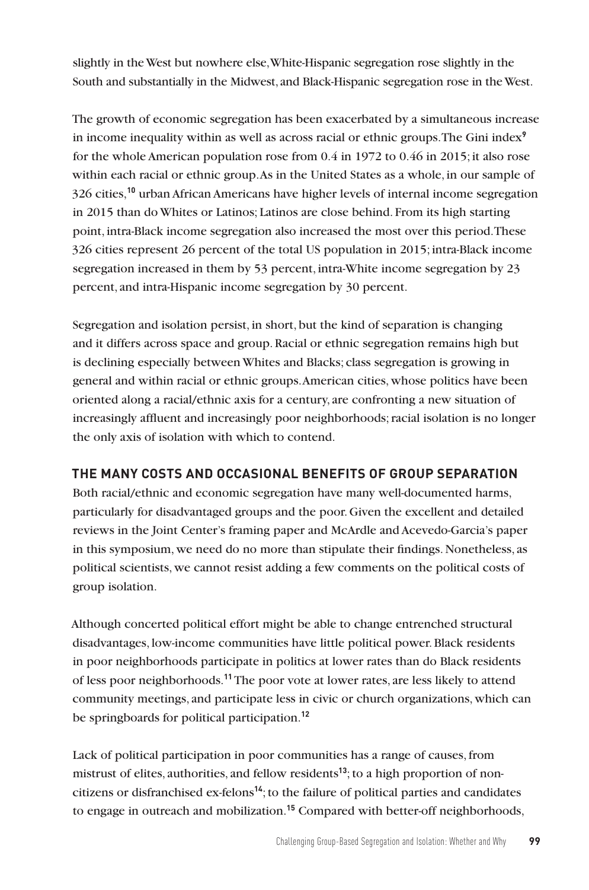slightly in the West but nowhere else, White-Hispanic segregation rose slightly in the South and substantially in the Midwest, and Black-Hispanic segregation rose in the West.

The growth of economic segregation has been exacerbated by a simultaneous increase in income inequality within as well as across racial or ethnic groups. The Gini index[9] for the whole American population rose from 0.4 in 1972 to 0.46 in 2015; it also rose within each racial or ethnic group. As in the United States as a whole, in our sample of 326 cities,[10] urban African Americans have higher levels of internal income segregation in 2015 than do Whites or Latinos; Latinos are close behind. From its high starting point, intra-Black income segregation also increased the most over this period. These 326 cities represent 26 percent of the total US population in 2015; intra-Black income segregation increased in them by 53 percent, intra-White income segregation by 23 percent, and intra-Hispanic income segregation by 30 percent.

Segregation and isolation persist, in short, but the kind of separation is changing and it differs across space and group. Racial or ethnic segregation remains high but is declining especially between Whites and Blacks; class segregation is growing in general and within racial or ethnic groups. American cities, whose politics have been oriented along a racial/ethnic axis for a century, are confronting a new situation of increasingly affluent and increasingly poor neighborhoods; racial isolation is no longer the only axis of isolation with which to contend.

## THE MANY COSTS AND OCCASIONAL BENEFITS OF GROUP SEPARATION

Both racial/ethnic and economic segregation have many well-documented harms, particularly for disadvantaged groups and the poor. Given the excellent and detailed reviews in the Joint Center's framing paper and McArdle and Acevedo-Garcia's paper in this symposium, we need do no more than stipulate their findings. Nonetheless, as political scientists, we cannot resist adding a few comments on the political costs of group isolation.

Although concerted political effort might be able to change entrenched structural disadvantages, low-income communities have little political power. Black residents in poor neighborhoods participate in politics at lower rates than do Black residents of less poor neighborhoods.[11] The poor vote at lower rates, are less likely to attend community meetings, and participate less in civic or church organizations, which can be springboards for political participation.[12]

Lack of political participation in poor communities has a range of causes, from mistrust of elites, authorities, and fellow residents[13]; to a high proportion of non-citizens or disfranchised ex-felons[14]; to the failure of political parties and candidates to engage in outreach and mobilization.[15] Compared with better-off neighborhoods,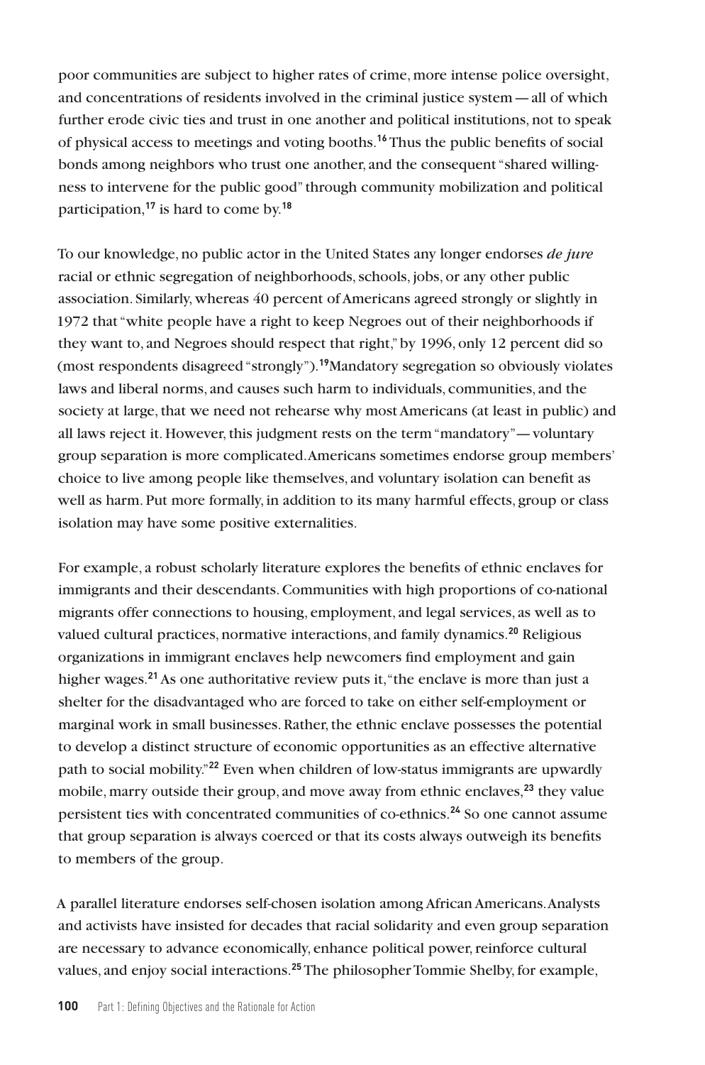poor communities are subject to higher rates of crime, more intense police oversight, and concentrations of residents involved in the criminal justice system — all of which further erode civic ties and trust in one another and political institutions, not to speak of physical access to meetings and voting booths.[16] Thus the public benefits of social bonds among neighbors who trust one another, and the consequent "shared willingness to intervene for the public good" through community mobilization and political participation,[17] is hard to come by.[18]

To our knowledge, no public actor in the United States any longer endorses *de jure* racial or ethnic segregation of neighborhoods, schools, jobs, or any other public association. Similarly, whereas 40 percent of Americans agreed strongly or slightly in 1972 that "white people have a right to keep Negroes out of their neighborhoods if they want to, and Negroes should respect that right," by 1996, only 12 percent did so (most respondents disagreed "strongly").[19] Mandatory segregation so obviously violates laws and liberal norms, and causes such harm to individuals, communities, and the society at large, that we need not rehearse why most Americans (at least in public) and all laws reject it. However, this judgment rests on the term "mandatory" — voluntary group separation is more complicated. Americans sometimes endorse group members' choice to live among people like themselves, and voluntary isolation can benefit as well as harm. Put more formally, in addition to its many harmful effects, group or class isolation may have some positive externalities.

For example, a robust scholarly literature explores the benefits of ethnic enclaves for immigrants and their descendants. Communities with high proportions of co-national migrants offer connections to housing, employment, and legal services, as well as to valued cultural practices, normative interactions, and family dynamics.[20] Religious organizations in immigrant enclaves help newcomers find employment and gain higher wages.[21] As one authoritative review puts it, "the enclave is more than just a shelter for the disadvantaged who are forced to take on either self-employment or marginal work in small businesses. Rather, the ethnic enclave possesses the potential to develop a distinct structure of economic opportunities as an effective alternative path to social mobility."[22] Even when children of low-status immigrants are upwardly mobile, marry outside their group, and move away from ethnic enclaves,[23] they value persistent ties with concentrated communities of co-ethnics.[24] So one cannot assume that group separation is always coerced or that its costs always outweigh its benefits to members of the group.

A parallel literature endorses self-chosen isolation among African Americans. Analysts and activists have insisted for decades that racial solidarity and even group separation are necessary to advance economically, enhance political power, reinforce cultural values, and enjoy social interactions.[25] The philosopher Tommie Shelby, for example,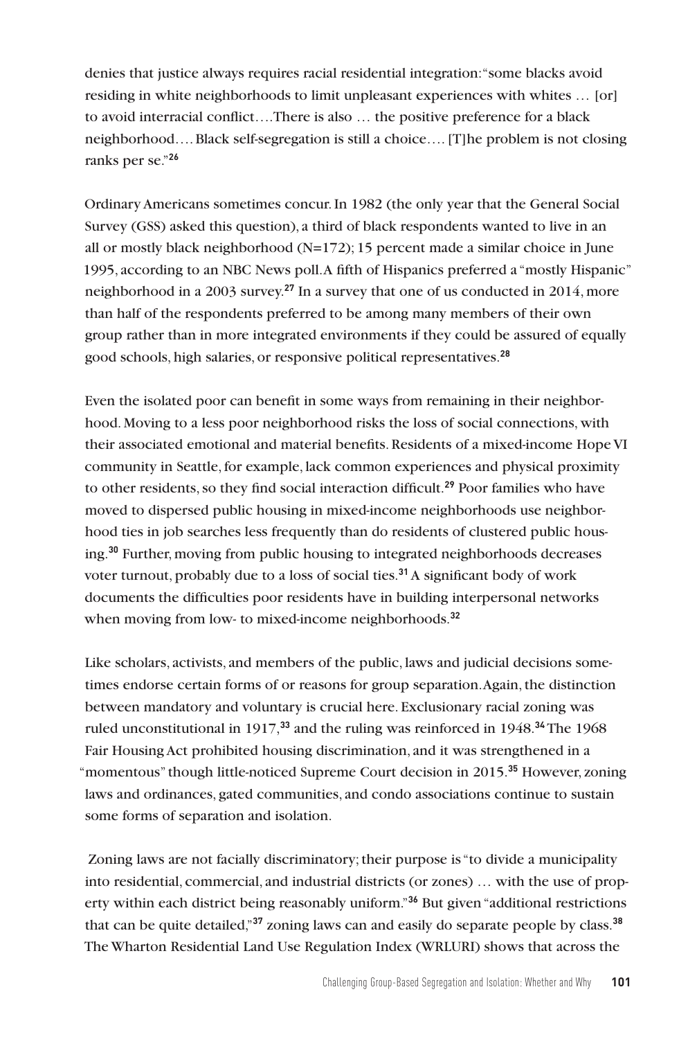denies that justice always requires racial residential integration: "some blacks avoid residing in white neighborhoods to limit unpleasant experiences with whites … [or] to avoid interracial conflict….There is also … the positive preference for a black neighborhood…. Black self-segregation is still a choice…. [T]he problem is not closing ranks per se."[26]

Ordinary Americans sometimes concur. In 1982 (the only year that the General Social Survey (GSS) asked this question), a third of black respondents wanted to live in an all or mostly black neighborhood (N=172); 15 percent made a similar choice in June 1995, according to an NBC News poll. A fifth of Hispanics preferred a "mostly Hispanic" neighborhood in a 2003 survey.[27] In a survey that one of us conducted in 2014, more than half of the respondents preferred to be among many members of their own group rather than in more integrated environments if they could be assured of equally good schools, high salaries, or responsive political representatives.[28]

Even the isolated poor can benefit in some ways from remaining in their neighborhood. Moving to a less poor neighborhood risks the loss of social connections, with their associated emotional and material benefits. Residents of a mixed-income Hope VI community in Seattle, for example, lack common experiences and physical proximity to other residents, so they find social interaction difficult.[29] Poor families who have moved to dispersed public housing in mixed-income neighborhoods use neighborhood ties in job searches less frequently than do residents of clustered public housing.[30] Further, moving from public housing to integrated neighborhoods decreases voter turnout, probably due to a loss of social ties.[31] A significant body of work documents the difficulties poor residents have in building interpersonal networks when moving from low- to mixed-income neighborhoods.[32]

Like scholars, activists, and members of the public, laws and judicial decisions sometimes endorse certain forms of or reasons for group separation. Again, the distinction between mandatory and voluntary is crucial here. Exclusionary racial zoning was ruled unconstitutional in 1917,[33] and the ruling was reinforced in 1948.[34] The 1968 Fair Housing Act prohibited housing discrimination, and it was strengthened in a "momentous" though little-noticed Supreme Court decision in 2015.[35] However, zoning laws and ordinances, gated communities, and condo associations continue to sustain some forms of separation and isolation.

Zoning laws are not facially discriminatory; their purpose is "to divide a municipality into residential, commercial, and industrial districts (or zones) … with the use of property within each district being reasonably uniform."[36] But given "additional restrictions that can be quite detailed,"[37] zoning laws can and easily do separate people by class.[38] The Wharton Residential Land Use Regulation Index (WRLURI) shows that across the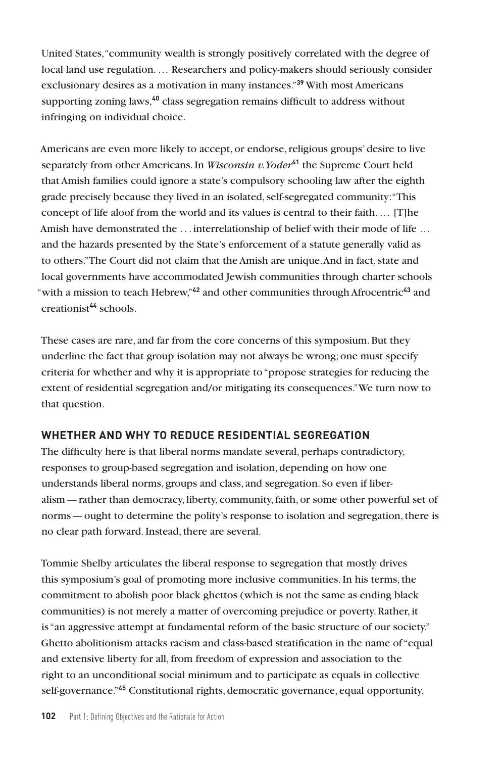United States, "community wealth is strongly positively correlated with the degree of local land use regulation. … Researchers and policy-makers should seriously consider exclusionary desires as a motivation in many instances."[39] With most Americans supporting zoning laws,[40] class segregation remains difficult to address without infringing on individual choice.

Americans are even more likely to accept, or endorse, religious groups' desire to live separately from other Americans. In *Wisconsin v. Yoder*[41] the Supreme Court held that Amish families could ignore a state's compulsory schooling law after the eighth grade precisely because they lived in an isolated, self-segregated community: "This concept of life aloof from the world and its values is central to their faith. … [T]he Amish have demonstrated the … interrelationship of belief with their mode of life … and the hazards presented by the State's enforcement of a statute generally valid as to others." The Court did not claim that the Amish are unique. And in fact, state and local governments have accommodated Jewish communities through charter schools "with a mission to teach Hebrew,"[42] and other communities through Afrocentric[43] and creationist[44] schools.

These cases are rare, and far from the core concerns of this symposium. But they underline the fact that group isolation may not always be wrong; one must specify criteria for whether and why it is appropriate to "propose strategies for reducing the extent of residential segregation and/or mitigating its consequences." We turn now to that question.

## WHETHER AND WHY TO REDUCE RESIDENTIAL SEGREGATION

The difficulty here is that liberal norms mandate several, perhaps contradictory, responses to group-based segregation and isolation, depending on how one understands liberal norms, groups and class, and segregation. So even if liberalism — rather than democracy, liberty, community, faith, or some other powerful set of norms — ought to determine the polity's response to isolation and segregation, there is no clear path forward. Instead, there are several.

Tommie Shelby articulates the liberal response to segregation that mostly drives this symposium's goal of promoting more inclusive communities. In his terms, the commitment to abolish poor black ghettos (which is not the same as ending black communities) is not merely a matter of overcoming prejudice or poverty. Rather, it is "an aggressive attempt at fundamental reform of the basic structure of our society." Ghetto abolitionism attacks racism and class-based stratification in the name of "equal and extensive liberty for all, from freedom of expression and association to the right to an unconditional social minimum and to participate as equals in collective self-governance."[45] Constitutional rights, democratic governance, equal opportunity,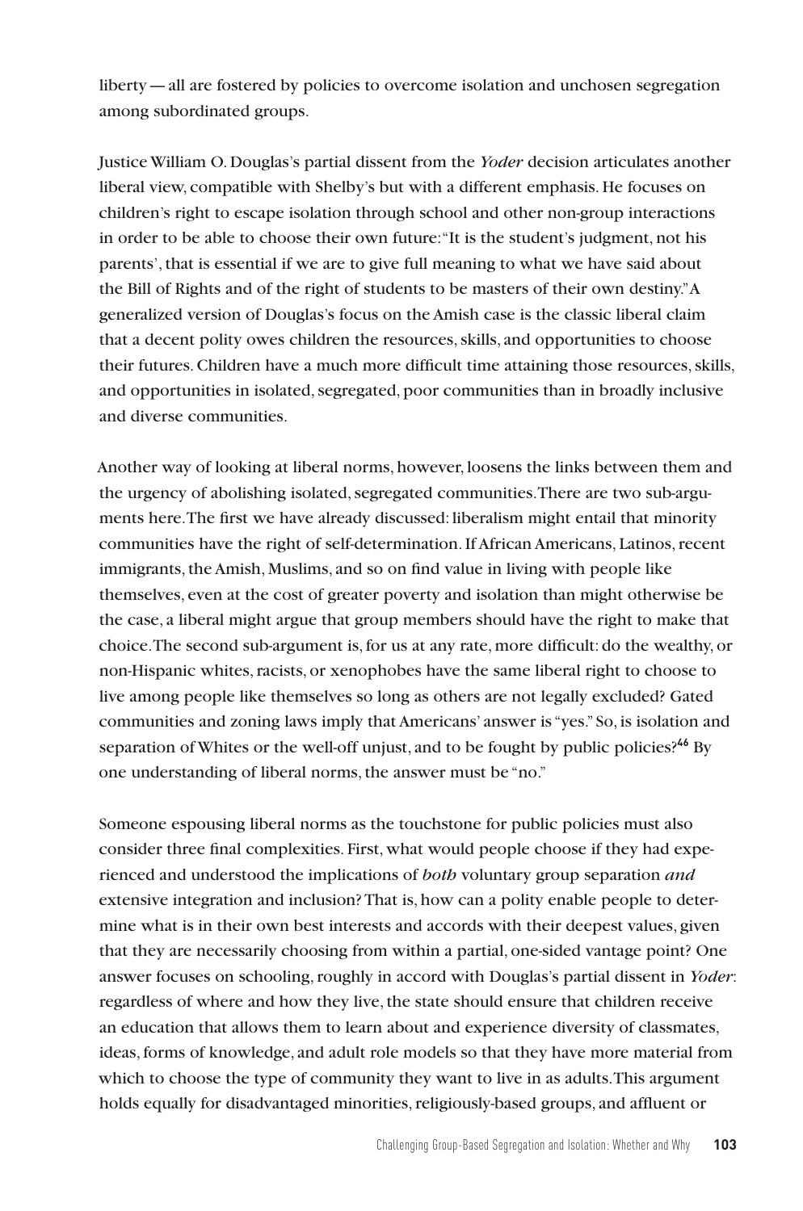liberty — all are fostered by policies to overcome isolation and unchosen segregation among subordinated groups.

Justice William O. Douglas's partial dissent from the *Yoder* decision articulates another liberal view, compatible with Shelby's but with a different emphasis. He focuses on children's right to escape isolation through school and other non-group interactions in order to be able to choose their own future: "It is the student's judgment, not his parents', that is essential if we are to give full meaning to what we have said about the Bill of Rights and of the right of students to be masters of their own destiny." A generalized version of Douglas's focus on the Amish case is the classic liberal claim that a decent polity owes children the resources, skills, and opportunities to choose their futures. Children have a much more difficult time attaining those resources, skills, and opportunities in isolated, segregated, poor communities than in broadly inclusive and diverse communities.

Another way of looking at liberal norms, however, loosens the links between them and the urgency of abolishing isolated, segregated communities. There are two sub-arguments here. The first we have already discussed: liberalism might entail that minority communities have the right of self-determination. If African Americans, Latinos, recent immigrants, the Amish, Muslims, and so on find value in living with people like themselves, even at the cost of greater poverty and isolation than might otherwise be the case, a liberal might argue that group members should have the right to make that choice. The second sub-argument is, for us at any rate, more difficult: do the wealthy, or non-Hispanic whites, racists, or xenophobes have the same liberal right to choose to live among people like themselves so long as others are not legally excluded? Gated communities and zoning laws imply that Americans' answer is "yes." So, is isolation and separation of Whites or the well-off unjust, and to be fought by public policies?[46] By one understanding of liberal norms, the answer must be "no."

Someone espousing liberal norms as the touchstone for public policies must also consider three final complexities. First, what would people choose if they had experienced and understood the implications of *both* voluntary group separation *and* extensive integration and inclusion? That is, how can a polity enable people to determine what is in their own best interests and accords with their deepest values, given that they are necessarily choosing from within a partial, one-sided vantage point? One answer focuses on schooling, roughly in accord with Douglas's partial dissent in *Yoder*: regardless of where and how they live, the state should ensure that children receive an education that allows them to learn about and experience diversity of classmates, ideas, forms of knowledge, and adult role models so that they have more material from which to choose the type of community they want to live in as adults. This argument holds equally for disadvantaged minorities, religiously-based groups, and affluent or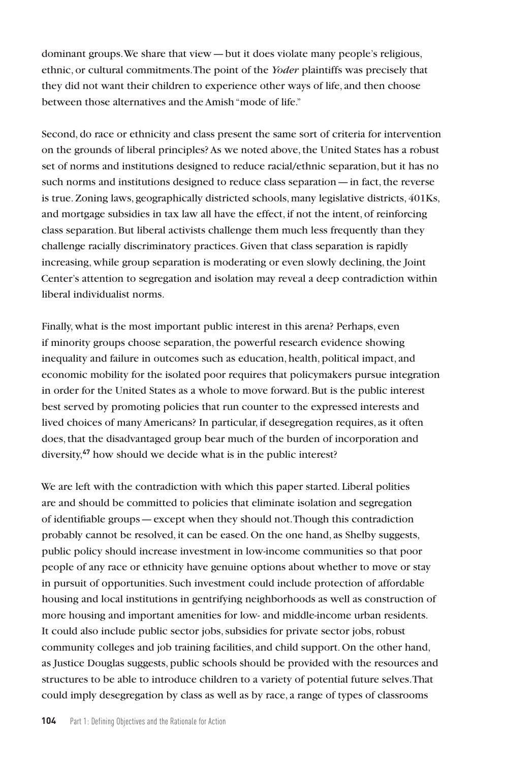dominant groups. We share that view — but it does violate many people's religious, ethnic, or cultural commitments. The point of the *Yoder* plaintiffs was precisely that they did not want their children to experience other ways of life, and then choose between those alternatives and the Amish "mode of life."

Second, do race or ethnicity and class present the same sort of criteria for intervention on the grounds of liberal principles? As we noted above, the United States has a robust set of norms and institutions designed to reduce racial/ethnic separation, but it has no such norms and institutions designed to reduce class separation — in fact, the reverse is true. Zoning laws, geographically districted schools, many legislative districts, 401Ks, and mortgage subsidies in tax law all have the effect, if not the intent, of reinforcing class separation. But liberal activists challenge them much less frequently than they challenge racially discriminatory practices. Given that class separation is rapidly increasing, while group separation is moderating or even slowly declining, the Joint Center's attention to segregation and isolation may reveal a deep contradiction within liberal individualist norms.

Finally, what is the most important public interest in this arena? Perhaps, even if minority groups choose separation, the powerful research evidence showing inequality and failure in outcomes such as education, health, political impact, and economic mobility for the isolated poor requires that policymakers pursue integration in order for the United States as a whole to move forward. But is the public interest best served by promoting policies that run counter to the expressed interests and lived choices of many Americans? In particular, if desegregation requires, as it often does, that the disadvantaged group bear much of the burden of incorporation and diversity,[47] how should we decide what is in the public interest?

We are left with the contradiction with which this paper started. Liberal polities are and should be committed to policies that eliminate isolation and segregation of identifiable groups — except when they should not. Though this contradiction probably cannot be resolved, it can be eased. On the one hand, as Shelby suggests, public policy should increase investment in low-income communities so that poor people of any race or ethnicity have genuine options about whether to move or stay in pursuit of opportunities. Such investment could include protection of affordable housing and local institutions in gentrifying neighborhoods as well as construction of more housing and important amenities for low- and middle-income urban residents. It could also include public sector jobs, subsidies for private sector jobs, robust community colleges and job training facilities, and child support. On the other hand, as Justice Douglas suggests, public schools should be provided with the resources and structures to be able to introduce children to a variety of potential future selves. That could imply desegregation by class as well as by race, a range of types of classrooms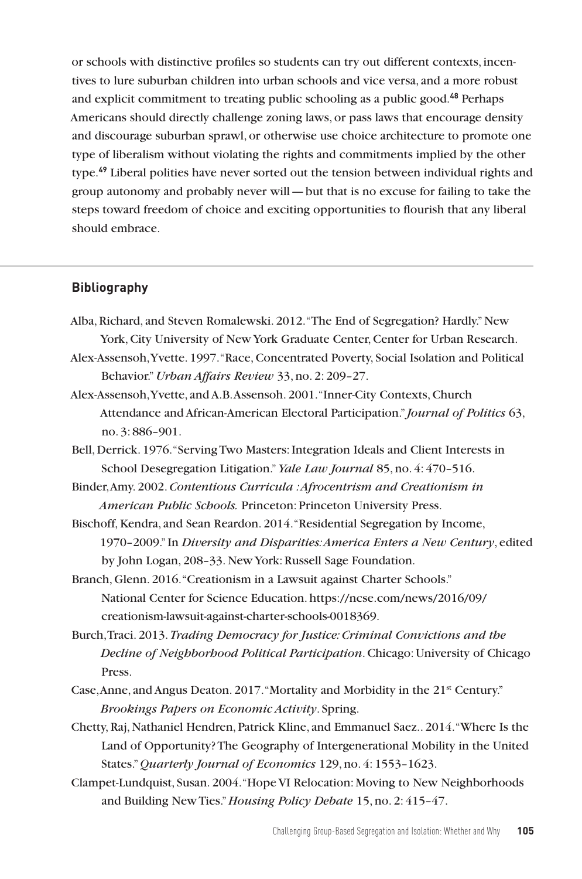or schools with distinctive profiles so students can try out different contexts, incentives to lure suburban children into urban schools and vice versa, and a more robust and explicit commitment to treating public schooling as a public good.[48] Perhaps Americans should directly challenge zoning laws, or pass laws that encourage density and discourage suburban sprawl, or otherwise use choice architecture to promote one type of liberalism without violating the rights and commitments implied by the other type.[49] Liberal polities have never sorted out the tension between individual rights and group autonomy and probably never will — but that is no excuse for failing to take the steps toward freedom of choice and exciting opportunities to flourish that any liberal should embrace.

---

## Bibliography

Alba, Richard, and Steven Romalewski. 2012. "The End of Segregation? Hardly." New York, City University of New York Graduate Center, Center for Urban Research.

Alex-Assensoh, Yvette. 1997. "Race, Concentrated Poverty, Social Isolation and Political Behavior." *Urban Affairs Review* 33, no. 2: 209–27.

Alex-Assensoh, Yvette, and A.B. Assensoh. 2001. "Inner-City Contexts, Church Attendance and African-American Electoral Participation." *Journal of Politics* 63, no. 3: 886–901.

Bell, Derrick. 1976. "Serving Two Masters: Integration Ideals and Client Interests in School Desegregation Litigation." *Yale Law Journal* 85, no. 4: 470–516.

Binder, Amy. 2002. *Contentious Curricula :Afrocentrism and Creationism in American Public Schools.* Princeton: Princeton University Press.

Bischoff, Kendra, and Sean Reardon. 2014. "Residential Segregation by Income, 1970–2009." In *Diversity and Disparities: America Enters a New Century*, edited by John Logan, 208–33. New York: Russell Sage Foundation.

Branch, Glenn. 2016. "Creationism in a Lawsuit against Charter Schools." National Center for Science Education. https://ncse.com/news/2016/09/creationism-lawsuit-against-charter-schools-0018369.

Burch, Traci. 2013. *Trading Democracy for Justice: Criminal Convictions and the Decline of Neighborhood Political Participation*. Chicago: University of Chicago Press.

Case, Anne, and Angus Deaton. 2017. "Mortality and Morbidity in the 21st Century." *Brookings Papers on Economic Activity*. Spring.

Chetty, Raj, Nathaniel Hendren, Patrick Kline, and Emmanuel Saez.. 2014. "Where Is the Land of Opportunity? The Geography of Intergenerational Mobility in the United States." *Quarterly Journal of Economics* 129, no. 4: 1553–1623.

Clampet-Lundquist, Susan. 2004. "Hope VI Relocation: Moving to New Neighborhoods and Building New Ties." *Housing Policy Debate* 15, no. 2: 415–47.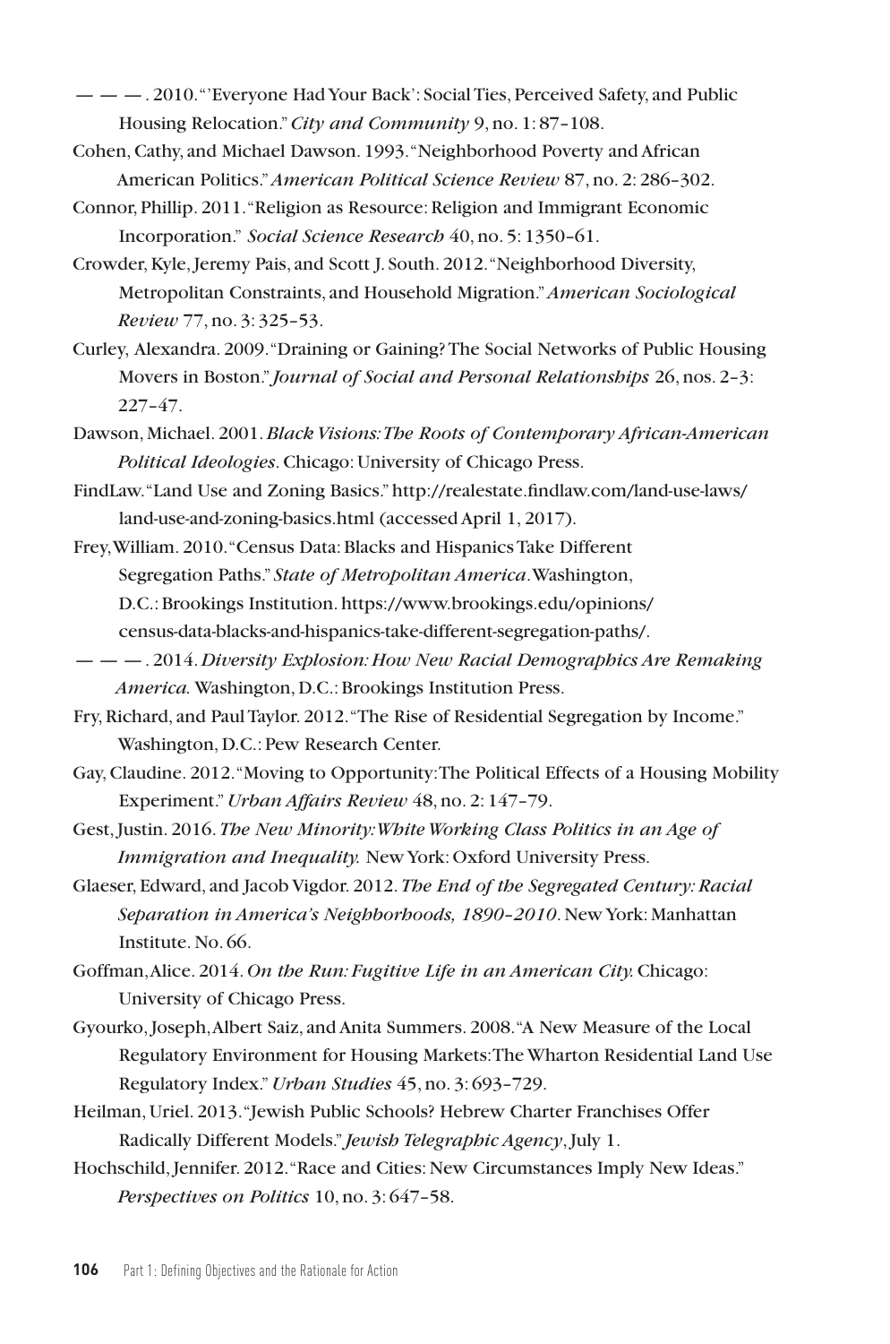— — —. 2010. "'Everyone Had Your Back': Social Ties, Perceived Safety, and Public Housing Relocation." *City and Community* 9, no. 1: 87–108.

Cohen, Cathy, and Michael Dawson. 1993. "Neighborhood Poverty and African American Politics." *American Political Science Review* 87, no. 2: 286–302.

Connor, Phillip. 2011. "Religion as Resource: Religion and Immigrant Economic Incorporation." *Social Science Research* 40, no. 5: 1350–61.

Crowder, Kyle, Jeremy Pais, and Scott J. South. 2012. "Neighborhood Diversity, Metropolitan Constraints, and Household Migration." *American Sociological Review* 77, no. 3: 325–53.

Curley, Alexandra. 2009. "Draining or Gaining? The Social Networks of Public Housing Movers in Boston." *Journal of Social and Personal Relationships* 26, nos. 2–3: 227–47.

Dawson, Michael. 2001. *Black Visions: The Roots of Contemporary African-American Political Ideologies*. Chicago: University of Chicago Press.

FindLaw. "Land Use and Zoning Basics." http://realestate.findlaw.com/land-use-laws/land-use-and-zoning-basics.html (accessed April 1, 2017).

Frey, William. 2010. "Census Data: Blacks and Hispanics Take Different Segregation Paths." *State of Metropolitan America*. Washington, D.C.: Brookings Institution. https://www.brookings.edu/opinions/census-data-blacks-and-hispanics-take-different-segregation-paths/.

— — —. 2014. *Diversity Explosion: How New Racial Demographics Are Remaking America.* Washington, D.C.: Brookings Institution Press.

Fry, Richard, and Paul Taylor. 2012. "The Rise of Residential Segregation by Income." Washington, D.C.: Pew Research Center.

Gay, Claudine. 2012. "Moving to Opportunity: The Political Effects of a Housing Mobility Experiment." *Urban Affairs Review* 48, no. 2: 147–79.

Gest, Justin. 2016. *The New Minority: White Working Class Politics in an Age of Immigration and Inequality.* New York: Oxford University Press.

Glaeser, Edward, and Jacob Vigdor. 2012. *The End of the Segregated Century: Racial Separation in America's Neighborhoods, 1890–2010*. New York: Manhattan Institute. No. 66.

Goffman, Alice. 2014. *On the Run: Fugitive Life in an American City.* Chicago: University of Chicago Press.

Gyourko, Joseph, Albert Saiz, and Anita Summers. 2008. "A New Measure of the Local Regulatory Environment for Housing Markets: The Wharton Residential Land Use Regulatory Index." *Urban Studies* 45, no. 3: 693–729.

Heilman, Uriel. 2013. "Jewish Public Schools? Hebrew Charter Franchises Offer Radically Different Models." *Jewish Telegraphic Agency*, July 1.

Hochschild, Jennifer. 2012. "Race and Cities: New Circumstances Imply New Ideas." *Perspectives on Politics* 10, no. 3: 647–58.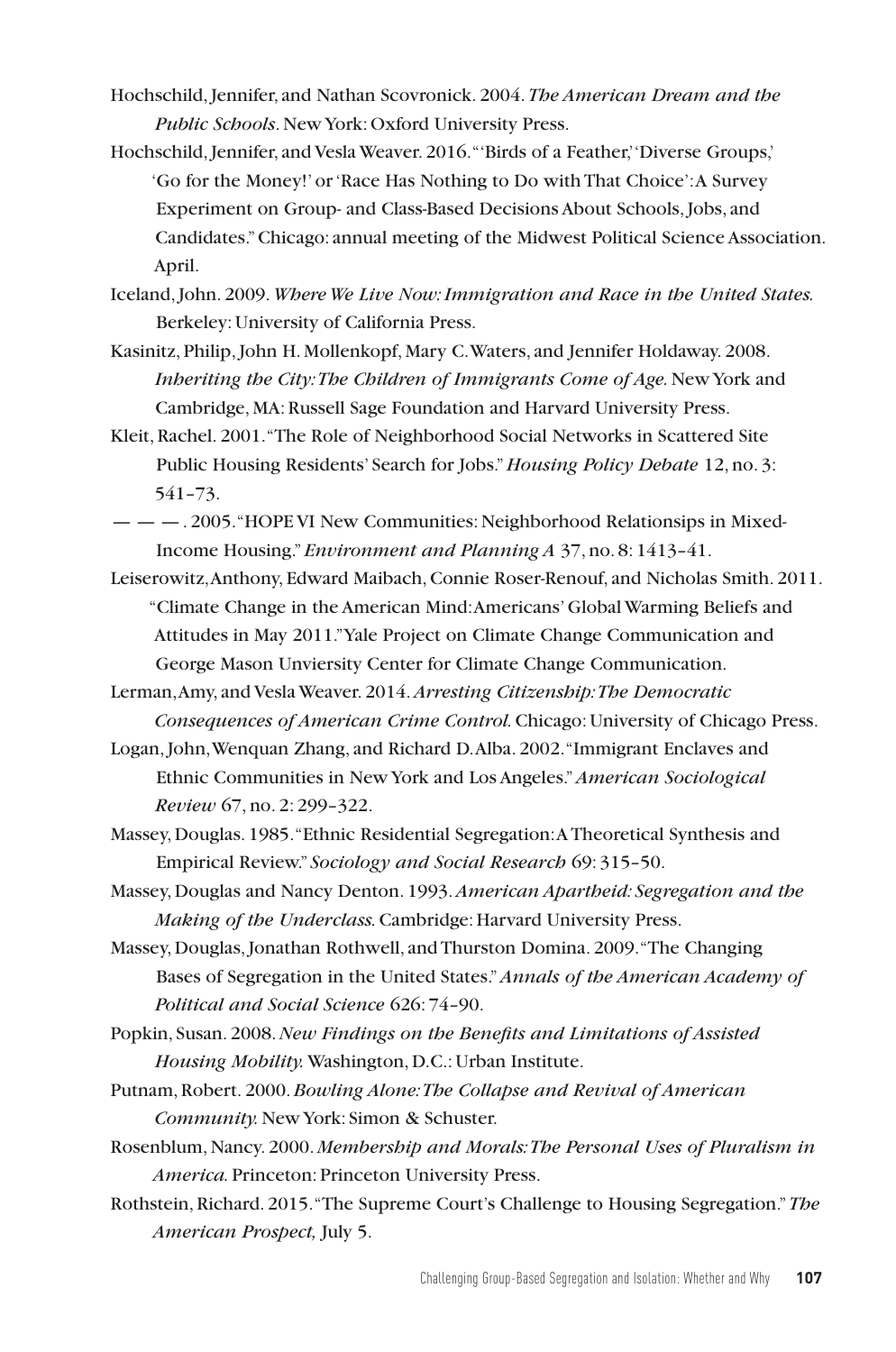Hochschild, Jennifer, and Nathan Scovronick. 2004. *The American Dream and the Public Schools*. New York: Oxford University Press.

Hochschild, Jennifer, and Vesla Weaver. 2016. "'Birds of a Feather,' 'Diverse Groups,' 'Go for the Money!' or 'Race Has Nothing to Do with That Choice': A Survey Experiment on Group- and Class-Based Decisions About Schools, Jobs, and Candidates." Chicago: annual meeting of the Midwest Political Science Association. April.

Iceland, John. 2009. *Where We Live Now: Immigration and Race in the United States.* Berkeley: University of California Press.

Kasinitz, Philip, John H. Mollenkopf, Mary C. Waters, and Jennifer Holdaway. 2008. *Inheriting the City: The Children of Immigrants Come of Age.* New York and Cambridge, MA: Russell Sage Foundation and Harvard University Press.

Kleit, Rachel. 2001. "The Role of Neighborhood Social Networks in Scattered Site Public Housing Residents' Search for Jobs." *Housing Policy Debate* 12, no. 3: 541–73.

— — —. 2005. "HOPE VI New Communities: Neighborhood Relationsips in Mixed-Income Housing." *Environment and Planning A* 37, no. 8: 1413–41.

Leiserowitz, Anthony, Edward Maibach, Connie Roser-Renouf, and Nicholas Smith. 2011. "Climate Change in the American Mind: Americans' Global Warming Beliefs and Attitudes in May 2011." Yale Project on Climate Change Communication and George Mason Unviersity Center for Climate Change Communication.

Lerman, Amy, and Vesla Weaver. 2014. *Arresting Citizenship: The Democratic Consequences of American Crime Control.* Chicago: University of Chicago Press.

Logan, John, Wenquan Zhang, and Richard D. Alba. 2002. "Immigrant Enclaves and Ethnic Communities in New York and Los Angeles." *American Sociological Review* 67, no. 2: 299–322.

Massey, Douglas. 1985. "Ethnic Residential Segregation: A Theoretical Synthesis and Empirical Review." *Sociology and Social Research* 69: 315–50.

Massey, Douglas and Nancy Denton. 1993. *American Apartheid: Segregation and the Making of the Underclass.* Cambridge: Harvard University Press.

Massey, Douglas, Jonathan Rothwell, and Thurston Domina. 2009. "The Changing Bases of Segregation in the United States." *Annals of the American Academy of Political and Social Science* 626: 74–90.

Popkin, Susan. 2008. *New Findings on the Benefits and Limitations of Assisted Housing Mobility.* Washington, D.C.: Urban Institute.

Putnam, Robert. 2000. *Bowling Alone: The Collapse and Revival of American Community.* New York: Simon & Schuster.

Rosenblum, Nancy. 2000. *Membership and Morals: The Personal Uses of Pluralism in America.* Princeton: Princeton University Press.

Rothstein, Richard. 2015. "The Supreme Court's Challenge to Housing Segregation." *The American Prospect,* July 5.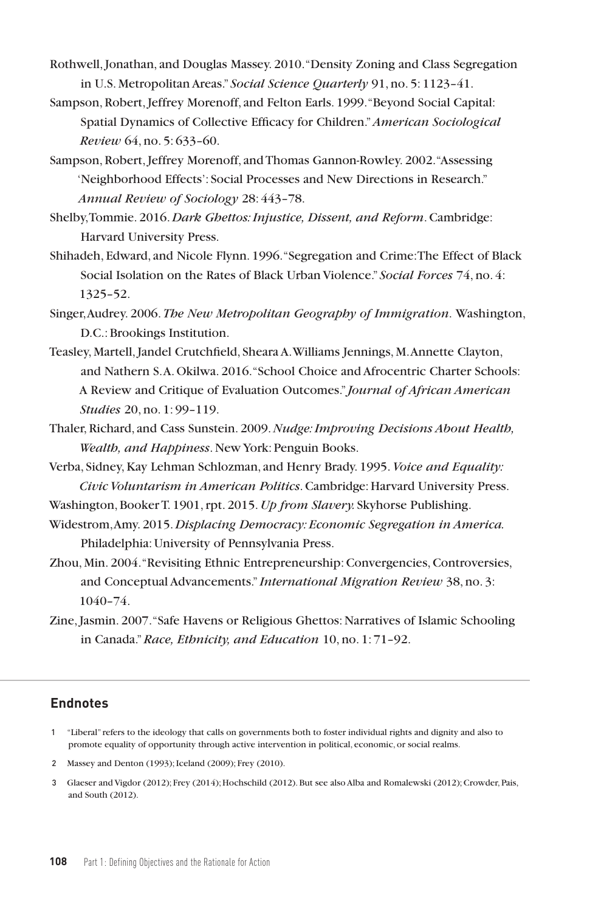Rothwell, Jonathan, and Douglas Massey. 2010. "Density Zoning and Class Segregation in U.S. Metropolitan Areas." *Social Science Quarterly* 91, no. 5: 1123–41.

Sampson, Robert, Jeffrey Morenoff, and Felton Earls. 1999. "Beyond Social Capital: Spatial Dynamics of Collective Efficacy for Children." *American Sociological Review* 64, no. 5: 633–60.

Sampson, Robert, Jeffrey Morenoff, and Thomas Gannon-Rowley. 2002. "Assessing 'Neighborhood Effects': Social Processes and New Directions in Research." *Annual Review of Sociology* 28: 443–78.

Shelby, Tommie. 2016. *Dark Ghettos: Injustice, Dissent, and Reform*. Cambridge: Harvard University Press.

Shihadeh, Edward, and Nicole Flynn. 1996. "Segregation and Crime: The Effect of Black Social Isolation on the Rates of Black Urban Violence." *Social Forces* 74, no. 4: 1325–52.

Singer, Audrey. 2006. *The New Metropolitan Geography of Immigration*. Washington, D.C.: Brookings Institution.

Teasley, Martell, Jandel Crutchfield, Sheara A. Williams Jennings, M. Annette Clayton, and Nathern S.A. Okilwa. 2016. "School Choice and Afrocentric Charter Schools: A Review and Critique of Evaluation Outcomes." *Journal of African American Studies* 20, no. 1: 99–119.

Thaler, Richard, and Cass Sunstein. 2009. *Nudge: Improving Decisions About Health, Wealth, and Happiness*. New York: Penguin Books.

Verba, Sidney, Kay Lehman Schlozman, and Henry Brady. 1995. *Voice and Equality: Civic Voluntarism in American Politics*. Cambridge: Harvard University Press.

Washington, Booker T. 1901, rpt. 2015. *Up from Slavery.* Skyhorse Publishing.

Widestrom, Amy. 2015. *Displacing Democracy: Economic Segregation in America.* Philadelphia: University of Pennsylvania Press.

Zhou, Min. 2004. "Revisiting Ethnic Entrepreneurship: Convergencies, Controversies, and Conceptual Advancements." *International Migration Review* 38, no. 3: 1040–74.

Zine, Jasmin. 2007. "Safe Havens or Religious Ghettos: Narratives of Islamic Schooling in Canada." *Race, Ethnicity, and Education* 10, no. 1: 71–92.

## Endnotes

1 "Liberal" refers to the ideology that calls on governments both to foster individual rights and dignity and also to promote equality of opportunity through active intervention in political, economic, or social realms.

2 Massey and Denton (1993); Iceland (2009); Frey (2010).

3 Glaeser and Vigdor (2012); Frey (2014); Hochschild (2012). But see also Alba and Romalewski (2012); Crowder, Pais, and South (2012).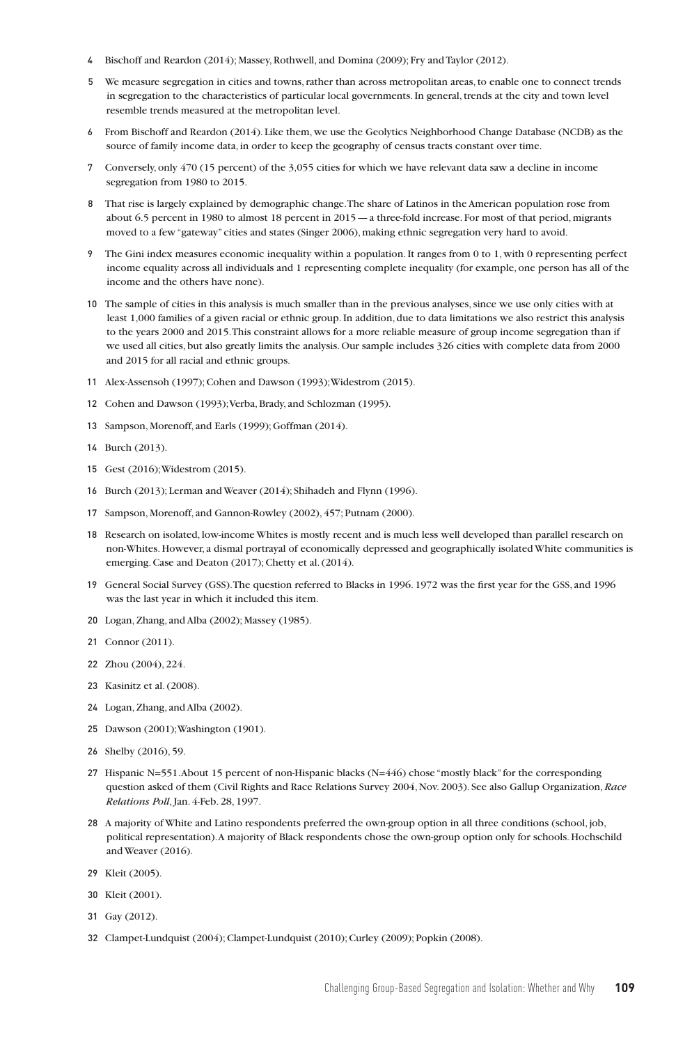4 Bischoff and Reardon (2014); Massey, Rothwell, and Domina (2009); Fry and Taylor (2012).

5 We measure segregation in cities and towns, rather than across metropolitan areas, to enable one to connect trends in segregation to the characteristics of particular local governments. In general, trends at the city and town level resemble trends measured at the metropolitan level.

6 From Bischoff and Reardon (2014). Like them, we use the Geolytics Neighborhood Change Database (NCDB) as the source of family income data, in order to keep the geography of census tracts constant over time.

7 Conversely, only 470 (15 percent) of the 3,055 cities for which we have relevant data saw a decline in income segregation from 1980 to 2015.

8 That rise is largely explained by demographic change. The share of Latinos in the American population rose from about 6.5 percent in 1980 to almost 18 percent in 2015 — a three-fold increase. For most of that period, migrants moved to a few "gateway" cities and states (Singer 2006), making ethnic segregation very hard to avoid.

9 The Gini index measures economic inequality within a population. It ranges from 0 to 1, with 0 representing perfect income equality across all individuals and 1 representing complete inequality (for example, one person has all of the income and the others have none).

10 The sample of cities in this analysis is much smaller than in the previous analyses, since we use only cities with at least 1,000 families of a given racial or ethnic group. In addition, due to data limitations we also restrict this analysis to the years 2000 and 2015. This constraint allows for a more reliable measure of group income segregation than if we used all cities, but also greatly limits the analysis. Our sample includes 326 cities with complete data from 2000 and 2015 for all racial and ethnic groups.

11 Alex-Assensoh (1997); Cohen and Dawson (1993); Widestrom (2015).

12 Cohen and Dawson (1993); Verba, Brady, and Schlozman (1995).

13 Sampson, Morenoff, and Earls (1999); Goffman (2014).

14 Burch (2013).

15 Gest (2016); Widestrom (2015).

16 Burch (2013); Lerman and Weaver (2014); Shihadeh and Flynn (1996).

17 Sampson, Morenoff, and Gannon-Rowley (2002), 457; Putnam (2000).

18 Research on isolated, low-income Whites is mostly recent and is much less well developed than parallel research on non-Whites. However, a dismal portrayal of economically depressed and geographically isolated White communities is emerging. Case and Deaton (2017); Chetty et al. (2014).

19 General Social Survey (GSS). The question referred to Blacks in 1996. 1972 was the first year for the GSS, and 1996 was the last year in which it included this item.

20 Logan, Zhang, and Alba (2002); Massey (1985).

21 Connor (2011).

22 Zhou (2004), 224.

23 Kasinitz et al. (2008).

24 Logan, Zhang, and Alba (2002).

25 Dawson (2001); Washington (1901).

26 Shelby (2016), 59.

27 Hispanic N=551. About 15 percent of non-Hispanic blacks (N=446) chose "mostly black" for the corresponding question asked of them (Civil Rights and Race Relations Survey 2004, Nov. 2003). See also Gallup Organization, *Race Relations Poll*, Jan. 4-Feb. 28, 1997.

28 A majority of White and Latino respondents preferred the own-group option in all three conditions (school, job, political representation). A majority of Black respondents chose the own-group option only for schools. Hochschild and Weaver (2016).

29 Kleit (2005).

30 Kleit (2001).

31 Gay (2012).

32 Clampet-Lundquist (2004); Clampet-Lundquist (2010); Curley (2009); Popkin (2008).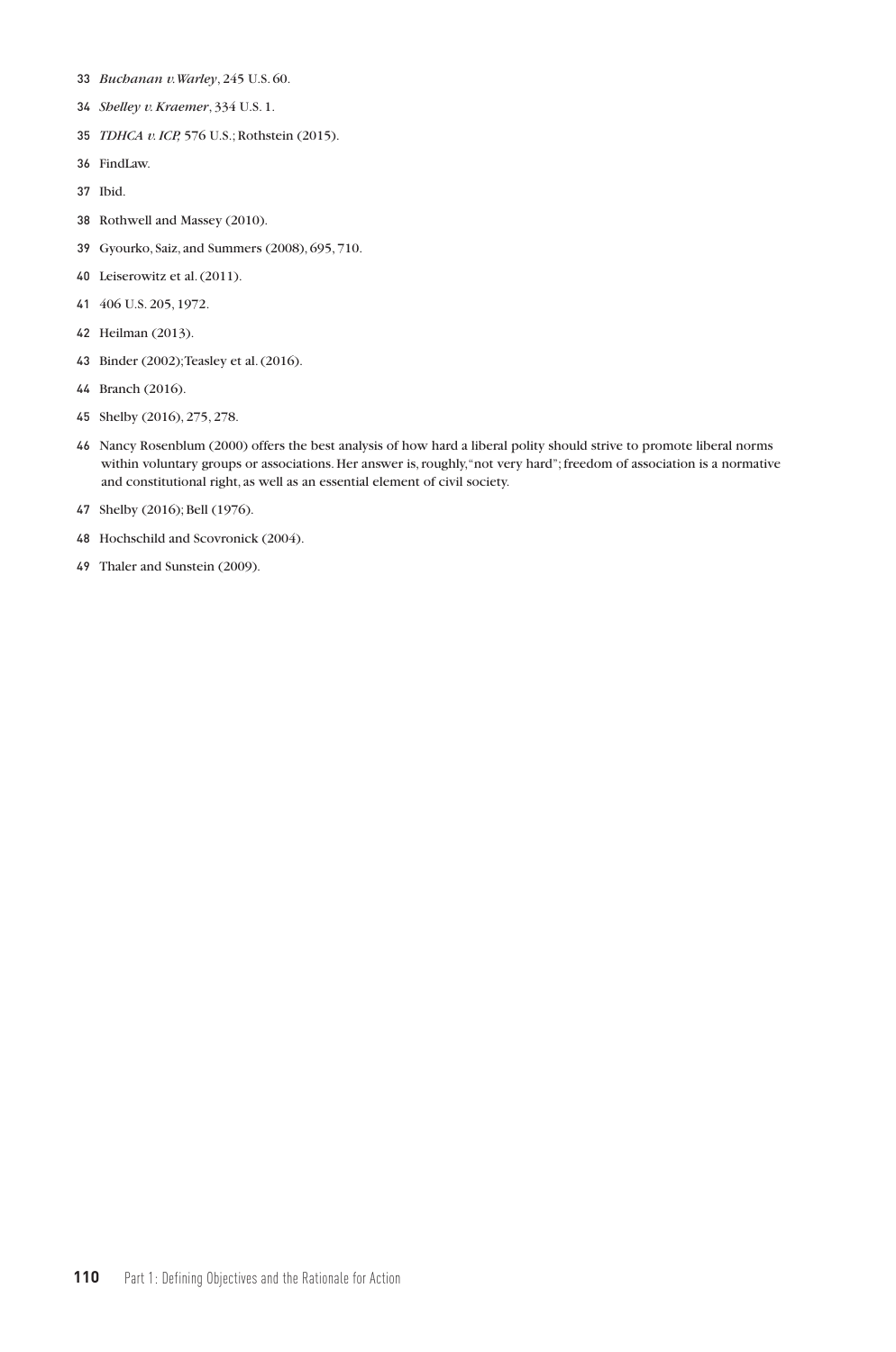33 *Buchanan v. Warley*, 245 U.S. 60.

34 *Shelley v. Kraemer*, 334 U.S. 1.

35 *TDHCA v. ICP,* 576 U.S.; Rothstein (2015).

36 FindLaw.

37 Ibid.

38 Rothwell and Massey (2010).

39 Gyourko, Saiz, and Summers (2008), 695, 710.

40 Leiserowitz et al. (2011).

41 406 U.S. 205, 1972.

42 Heilman (2013).

43 Binder (2002); Teasley et al. (2016).

44 Branch (2016).

45 Shelby (2016), 275, 278.

46 Nancy Rosenblum (2000) offers the best analysis of how hard a liberal polity should strive to promote liberal norms within voluntary groups or associations. Her answer is, roughly, "not very hard"; freedom of association is a normative and constitutional right, as well as an essential element of civil society.

47 Shelby (2016); Bell (1976).

48 Hochschild and Scovronick (2004).

49 Thaler and Sunstein (2009).